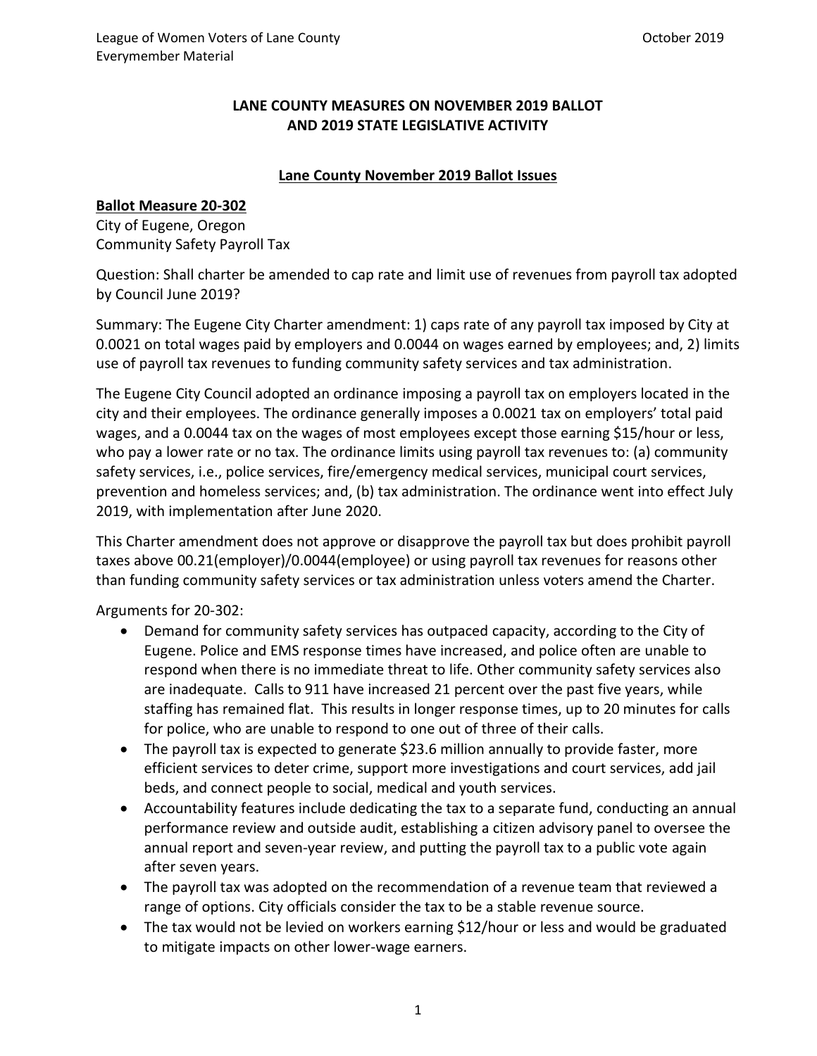# LANE COUNTY MEASURES ON NOVEMBER 2019 BALLOT AND 2019 STATE LEGISLATIVE ACTIVITY

## Lane County November 2019 Ballot Issues

### Ballot Measure 20-302

City of Eugene, Oregon
Community Safety Payroll Tax

Question: Shall charter be amended to cap rate and limit use of revenues from payroll tax adopted by Council June 2019?

Summary: The Eugene City Charter amendment: 1) caps rate of any payroll tax imposed by City at 0.0021 on total wages paid by employers and 0.0044 on wages earned by employees; and, 2) limits use of payroll tax revenues to funding community safety services and tax administration.

The Eugene City Council adopted an ordinance imposing a payroll tax on employers located in the city and their employees. The ordinance generally imposes a 0.0021 tax on employers' total paid wages, and a 0.0044 tax on the wages of most employees except those earning $15/hour or less, who pay a lower rate or no tax. The ordinance limits using payroll tax revenues to: (a) community safety services, i.e., police services, fire/emergency medical services, municipal court services, prevention and homeless services; and, (b) tax administration. The ordinance went into effect July 2019, with implementation after June 2020.

This Charter amendment does not approve or disapprove the payroll tax but does prohibit payroll taxes above 00.21(employer)/0.0044(employee) or using payroll tax revenues for reasons other than funding community safety services or tax administration unless voters amend the Charter.

Arguments for 20-302:

- Demand for community safety services has outpaced capacity, according to the City of Eugene. Police and EMS response times have increased, and police often are unable to respond when there is no immediate threat to life. Other community safety services also are inadequate. Calls to 911 have increased 21 percent over the past five years, while staffing has remained flat. This results in longer response times, up to 20 minutes for calls for police, who are unable to respond to one out of three of their calls.
- The payroll tax is expected to generate $23.6 million annually to provide faster, more efficient services to deter crime, support more investigations and court services, add jail beds, and connect people to social, medical and youth services.
- Accountability features include dedicating the tax to a separate fund, conducting an annual performance review and outside audit, establishing a citizen advisory panel to oversee the annual report and seven-year review, and putting the payroll tax to a public vote again after seven years.
- The payroll tax was adopted on the recommendation of a revenue team that reviewed a range of options. City officials consider the tax to be a stable revenue source.
- The tax would not be levied on workers earning $12/hour or less and would be graduated to mitigate impacts on other lower-wage earners.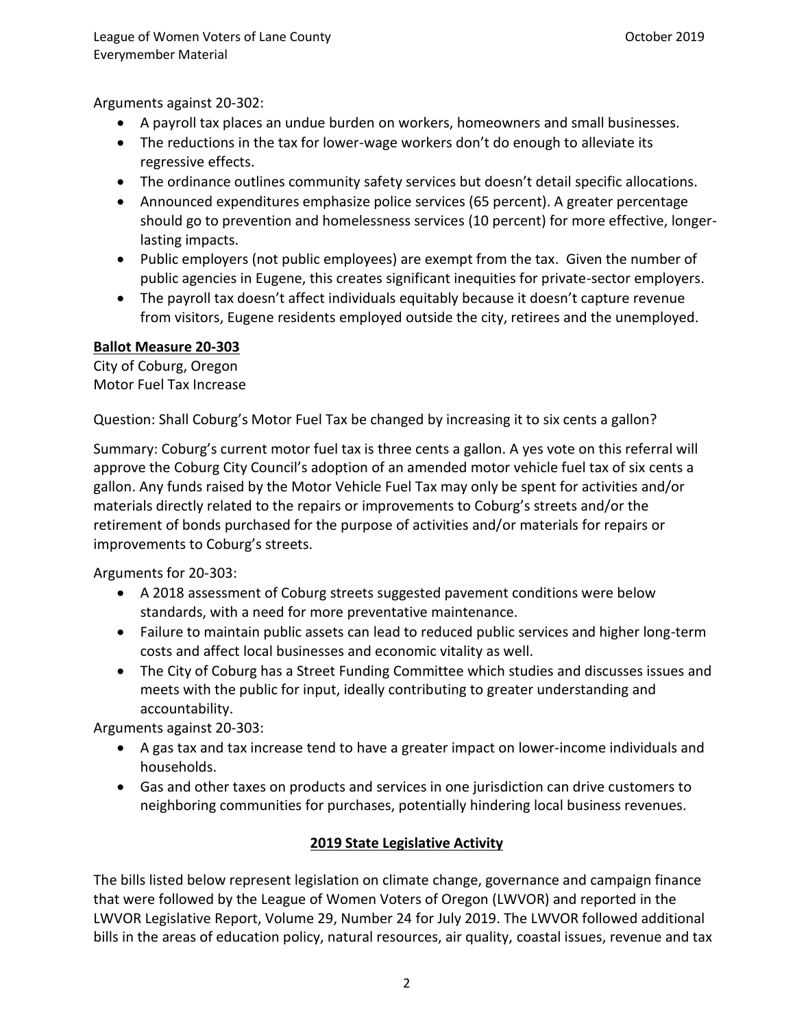Arguments against 20-302:

- A payroll tax places an undue burden on workers, homeowners and small businesses.
- The reductions in the tax for lower-wage workers don't do enough to alleviate its regressive effects.
- The ordinance outlines community safety services but doesn't detail specific allocations.
- Announced expenditures emphasize police services (65 percent). A greater percentage should go to prevention and homelessness services (10 percent) for more effective, longer-lasting impacts.
- Public employers (not public employees) are exempt from the tax. Given the number of public agencies in Eugene, this creates significant inequities for private-sector employers.
- The payroll tax doesn't affect individuals equitably because it doesn't capture revenue from visitors, Eugene residents employed outside the city, retirees and the unemployed.

**Ballot Measure 20-303**
City of Coburg, Oregon
Motor Fuel Tax Increase

Question: Shall Coburg's Motor Fuel Tax be changed by increasing it to six cents a gallon?

Summary: Coburg's current motor fuel tax is three cents a gallon. A yes vote on this referral will approve the Coburg City Council's adoption of an amended motor vehicle fuel tax of six cents a gallon. Any funds raised by the Motor Vehicle Fuel Tax may only be spent for activities and/or materials directly related to the repairs or improvements to Coburg's streets and/or the retirement of bonds purchased for the purpose of activities and/or materials for repairs or improvements to Coburg's streets.

Arguments for 20-303:

- A 2018 assessment of Coburg streets suggested pavement conditions were below standards, with a need for more preventative maintenance.
- Failure to maintain public assets can lead to reduced public services and higher long-term costs and affect local businesses and economic vitality as well.
- The City of Coburg has a Street Funding Committee which studies and discusses issues and meets with the public for input, ideally contributing to greater understanding and accountability.

Arguments against 20-303:

- A gas tax and tax increase tend to have a greater impact on lower-income individuals and households.
- Gas and other taxes on products and services in one jurisdiction can drive customers to neighboring communities for purchases, potentially hindering local business revenues.

## 2019 State Legislative Activity

The bills listed below represent legislation on climate change, governance and campaign finance that were followed by the League of Women Voters of Oregon (LWVOR) and reported in the LWVOR Legislative Report, Volume 29, Number 24 for July 2019. The LWVOR followed additional bills in the areas of education policy, natural resources, air quality, coastal issues, revenue and tax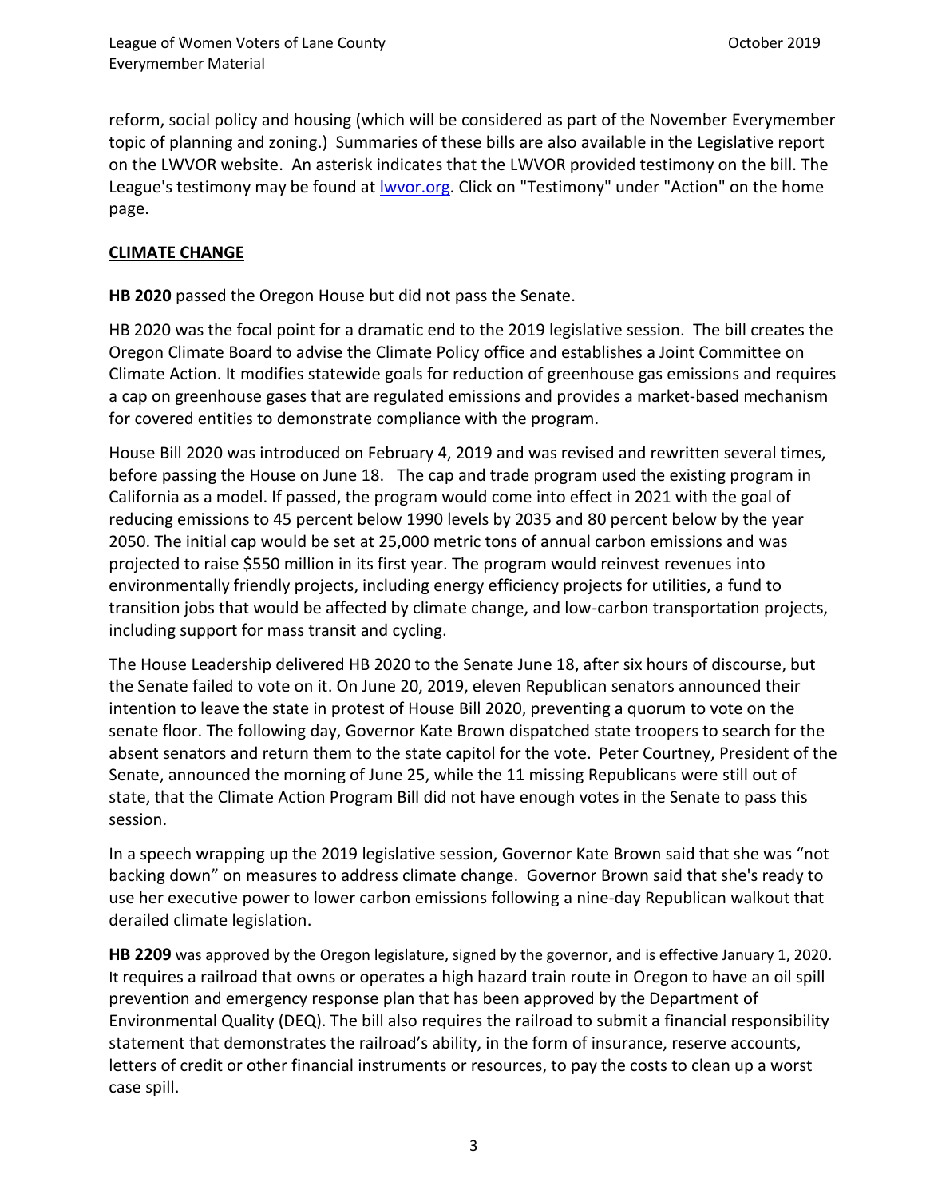reform, social policy and housing (which will be considered as part of the November Everymember topic of planning and zoning.) Summaries of these bills are also available in the Legislative report on the LWVOR website. An asterisk indicates that the LWVOR provided testimony on the bill. The League's testimony may be found at [lwvor.org](lwvor.org). Click on "Testimony" under "Action" on the home page.

## CLIMATE CHANGE

**HB 2020** passed the Oregon House but did not pass the Senate.

HB 2020 was the focal point for a dramatic end to the 2019 legislative session. The bill creates the Oregon Climate Board to advise the Climate Policy office and establishes a Joint Committee on Climate Action. It modifies statewide goals for reduction of greenhouse gas emissions and requires a cap on greenhouse gases that are regulated emissions and provides a market-based mechanism for covered entities to demonstrate compliance with the program.

House Bill 2020 was introduced on February 4, 2019 and was revised and rewritten several times, before passing the House on June 18. The cap and trade program used the existing program in California as a model. If passed, the program would come into effect in 2021 with the goal of reducing emissions to 45 percent below 1990 levels by 2035 and 80 percent below by the year 2050. The initial cap would be set at 25,000 metric tons of annual carbon emissions and was projected to raise $550 million in its first year. The program would reinvest revenues into environmentally friendly projects, including energy efficiency projects for utilities, a fund to transition jobs that would be affected by climate change, and low-carbon transportation projects, including support for mass transit and cycling.

The House Leadership delivered HB 2020 to the Senate June 18, after six hours of discourse, but the Senate failed to vote on it. On June 20, 2019, eleven Republican senators announced their intention to leave the state in protest of House Bill 2020, preventing a quorum to vote on the senate floor. The following day, Governor Kate Brown dispatched state troopers to search for the absent senators and return them to the state capitol for the vote. Peter Courtney, President of the Senate, announced the morning of June 25, while the 11 missing Republicans were still out of state, that the Climate Action Program Bill did not have enough votes in the Senate to pass this session.

In a speech wrapping up the 2019 legislative session, Governor Kate Brown said that she was "not backing down" on measures to address climate change. Governor Brown said that she's ready to use her executive power to lower carbon emissions following a nine-day Republican walkout that derailed climate legislation.

**HB 2209** was approved by the Oregon legislature, signed by the governor, and is effective January 1, 2020. It requires a railroad that owns or operates a high hazard train route in Oregon to have an oil spill prevention and emergency response plan that has been approved by the Department of Environmental Quality (DEQ). The bill also requires the railroad to submit a financial responsibility statement that demonstrates the railroad's ability, in the form of insurance, reserve accounts, letters of credit or other financial instruments or resources, to pay the costs to clean up a worst case spill.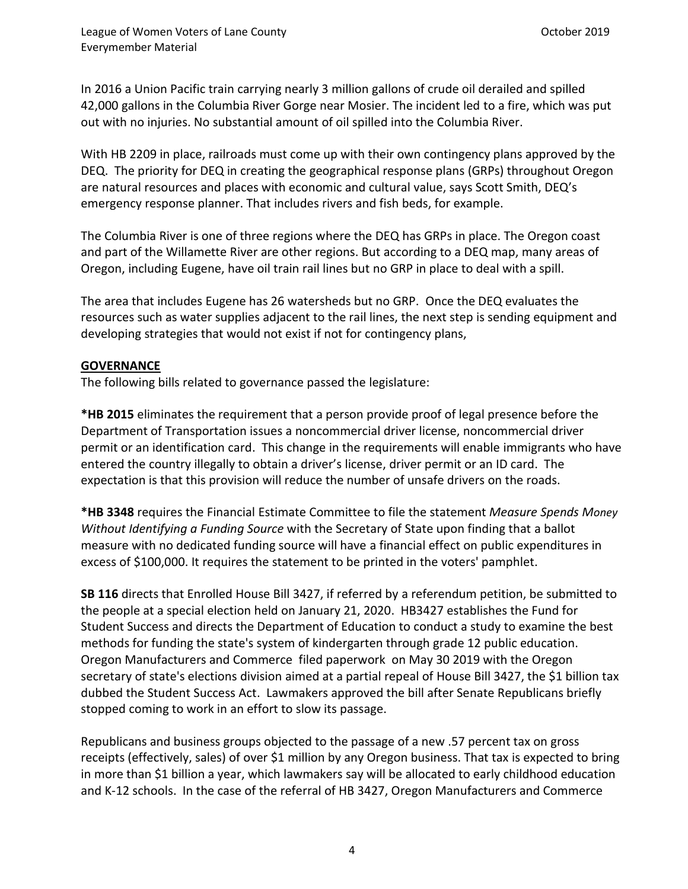In 2016 a Union Pacific train carrying nearly 3 million gallons of crude oil derailed and spilled 42,000 gallons in the Columbia River Gorge near Mosier. The incident led to a fire, which was put out with no injuries. No substantial amount of oil spilled into the Columbia River.

With HB 2209 in place, railroads must come up with their own contingency plans approved by the DEQ. The priority for DEQ in creating the geographical response plans (GRPs) throughout Oregon are natural resources and places with economic and cultural value, says Scott Smith, DEQ's emergency response planner. That includes rivers and fish beds, for example.

The Columbia River is one of three regions where the DEQ has GRPs in place. The Oregon coast and part of the Willamette River are other regions. But according to a DEQ map, many areas of Oregon, including Eugene, have oil train rail lines but no GRP in place to deal with a spill.

The area that includes Eugene has 26 watersheds but no GRP. Once the DEQ evaluates the resources such as water supplies adjacent to the rail lines, the next step is sending equipment and developing strategies that would not exist if not for contingency plans,

**GOVERNANCE**

The following bills related to governance passed the legislature:

**\*HB 2015** eliminates the requirement that a person provide proof of legal presence before the Department of Transportation issues a noncommercial driver license, noncommercial driver permit or an identification card. This change in the requirements will enable immigrants who have entered the country illegally to obtain a driver's license, driver permit or an ID card. The expectation is that this provision will reduce the number of unsafe drivers on the roads.

**\*HB 3348** requires the Financial Estimate Committee to file the statement *Measure Spends Money Without Identifying a Funding Source* with the Secretary of State upon finding that a ballot measure with no dedicated funding source will have a financial effect on public expenditures in excess of $100,000. It requires the statement to be printed in the voters' pamphlet.

**SB 116** directs that Enrolled House Bill 3427, if referred by a referendum petition, be submitted to the people at a special election held on January 21, 2020. HB3427 establishes the Fund for Student Success and directs the Department of Education to conduct a study to examine the best methods for funding the state's system of kindergarten through grade 12 public education. Oregon Manufacturers and Commerce filed paperwork on May 30 2019 with the Oregon secretary of state's elections division aimed at a partial repeal of House Bill 3427, the $1 billion tax dubbed the Student Success Act. Lawmakers approved the bill after Senate Republicans briefly stopped coming to work in an effort to slow its passage.

Republicans and business groups objected to the passage of a new .57 percent tax on gross receipts (effectively, sales) of over $1 million by any Oregon business. That tax is expected to bring in more than $1 billion a year, which lawmakers say will be allocated to early childhood education and K-12 schools. In the case of the referral of HB 3427, Oregon Manufacturers and Commerce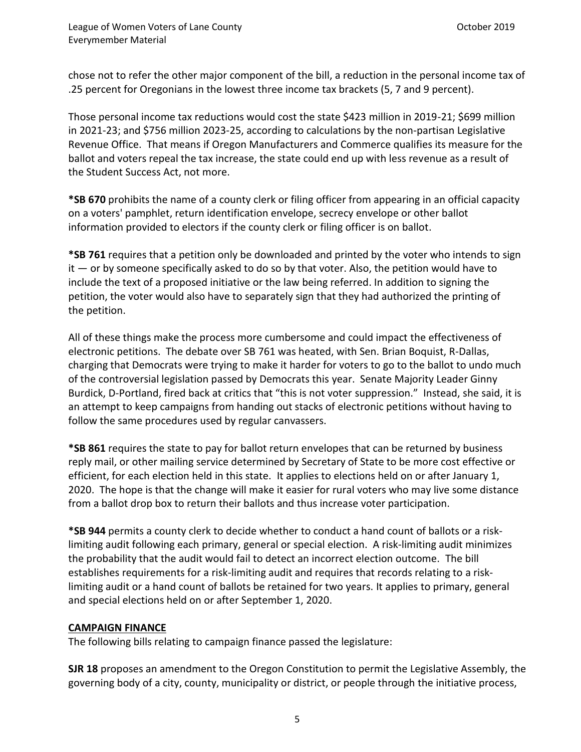chose not to refer the other major component of the bill, a reduction in the personal income tax of .25 percent for Oregonians in the lowest three income tax brackets (5, 7 and 9 percent).

Those personal income tax reductions would cost the state $423 million in 2019-21; $699 million in 2021-23; and $756 million 2023-25, according to calculations by the non-partisan Legislative Revenue Office. That means if Oregon Manufacturers and Commerce qualifies its measure for the ballot and voters repeal the tax increase, the state could end up with less revenue as a result of the Student Success Act, not more.

**\*SB 670** prohibits the name of a county clerk or filing officer from appearing in an official capacity on a voters' pamphlet, return identification envelope, secrecy envelope or other ballot information provided to electors if the county clerk or filing officer is on ballot.

**\*SB 761** requires that a petition only be downloaded and printed by the voter who intends to sign it — or by someone specifically asked to do so by that voter. Also, the petition would have to include the text of a proposed initiative or the law being referred. In addition to signing the petition, the voter would also have to separately sign that they had authorized the printing of the petition.

All of these things make the process more cumbersome and could impact the effectiveness of electronic petitions. The debate over SB 761 was heated, with Sen. Brian Boquist, R-Dallas, charging that Democrats were trying to make it harder for voters to go to the ballot to undo much of the controversial legislation passed by Democrats this year. Senate Majority Leader Ginny Burdick, D-Portland, fired back at critics that "this is not voter suppression." Instead, she said, it is an attempt to keep campaigns from handing out stacks of electronic petitions without having to follow the same procedures used by regular canvassers.

**\*SB 861** requires the state to pay for ballot return envelopes that can be returned by business reply mail, or other mailing service determined by Secretary of State to be more cost effective or efficient, for each election held in this state. It applies to elections held on or after January 1, 2020. The hope is that the change will make it easier for rural voters who may live some distance from a ballot drop box to return their ballots and thus increase voter participation.

**\*SB 944** permits a county clerk to decide whether to conduct a hand count of ballots or a risk-limiting audit following each primary, general or special election. A risk-limiting audit minimizes the probability that the audit would fail to detect an incorrect election outcome. The bill establishes requirements for a risk-limiting audit and requires that records relating to a risk-limiting audit or a hand count of ballots be retained for two years. It applies to primary, general and special elections held on or after September 1, 2020.

## CAMPAIGN FINANCE

The following bills relating to campaign finance passed the legislature:

**SJR 18** proposes an amendment to the Oregon Constitution to permit the Legislative Assembly, the governing body of a city, county, municipality or district, or people through the initiative process,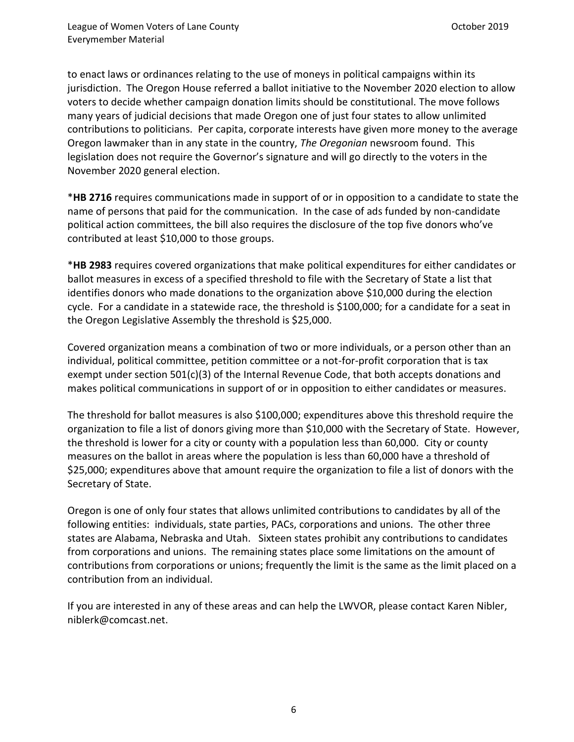to enact laws or ordinances relating to the use of moneys in political campaigns within its jurisdiction. The Oregon House referred a ballot initiative to the November 2020 election to allow voters to decide whether campaign donation limits should be constitutional. The move follows many years of judicial decisions that made Oregon one of just four states to allow unlimited contributions to politicians. Per capita, corporate interests have given more money to the average Oregon lawmaker than in any state in the country, *The Oregonian* newsroom found. This legislation does not require the Governor's signature and will go directly to the voters in the November 2020 general election.

***HB 2716** requires communications made in support of or in opposition to a candidate to state the name of persons that paid for the communication. In the case of ads funded by non-candidate political action committees, the bill also requires the disclosure of the top five donors who've contributed at least $10,000 to those groups.

***HB 2983** requires covered organizations that make political expenditures for either candidates or ballot measures in excess of a specified threshold to file with the Secretary of State a list that identifies donors who made donations to the organization above $10,000 during the election cycle. For a candidate in a statewide race, the threshold is $100,000; for a candidate for a seat in the Oregon Legislative Assembly the threshold is $25,000.

Covered organization means a combination of two or more individuals, or a person other than an individual, political committee, petition committee or a not-for-profit corporation that is tax exempt under section 501(c)(3) of the Internal Revenue Code, that both accepts donations and makes political communications in support of or in opposition to either candidates or measures.

The threshold for ballot measures is also $100,000; expenditures above this threshold require the organization to file a list of donors giving more than $10,000 with the Secretary of State. However, the threshold is lower for a city or county with a population less than 60,000. City or county measures on the ballot in areas where the population is less than 60,000 have a threshold of $25,000; expenditures above that amount require the organization to file a list of donors with the Secretary of State.

Oregon is one of only four states that allows unlimited contributions to candidates by all of the following entities: individuals, state parties, PACs, corporations and unions. The other three states are Alabama, Nebraska and Utah. Sixteen states prohibit any contributions to candidates from corporations and unions. The remaining states place some limitations on the amount of contributions from corporations or unions; frequently the limit is the same as the limit placed on a contribution from an individual.

If you are interested in any of these areas and can help the LWVOR, please contact Karen Nibler, niblerk@comcast.net.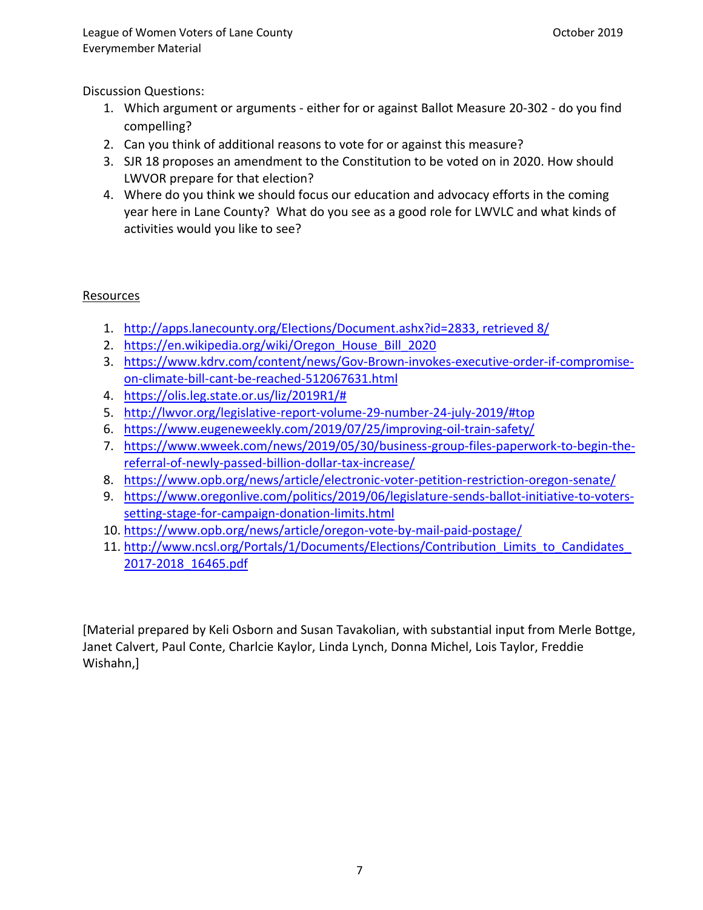Discussion Questions:

1. Which argument or arguments - either for or against Ballot Measure 20-302 - do you find compelling?
2. Can you think of additional reasons to vote for or against this measure?
3. SJR 18 proposes an amendment to the Constitution to be voted on in 2020. How should LWVOR prepare for that election?
4. Where do you think we should focus our education and advocacy efforts in the coming year here in Lane County? What do you see as a good role for LWVLC and what kinds of activities would you like to see?

Resources

1. http://apps.lanecounty.org/Elections/Document.ashx?id=2833, retrieved 8/
2. https://en.wikipedia.org/wiki/Oregon_House_Bill_2020
3. https://www.kdrv.com/content/news/Gov-Brown-invokes-executive-order-if-compromise-on-climate-bill-cant-be-reached-512067631.html
4. https://olis.leg.state.or.us/liz/2019R1/#
5. http://lwvor.org/legislative-report-volume-29-number-24-july-2019/#top
6. https://www.eugeneweekly.com/2019/07/25/improving-oil-train-safety/
7. https://www.wweek.com/news/2019/05/30/business-group-files-paperwork-to-begin-the-referral-of-newly-passed-billion-dollar-tax-increase/
8. https://www.opb.org/news/article/electronic-voter-petition-restriction-oregon-senate/
9. https://www.oregonlive.com/politics/2019/06/legislature-sends-ballot-initiative-to-voters-setting-stage-for-campaign-donation-limits.html
10. https://www.opb.org/news/article/oregon-vote-by-mail-paid-postage/
11. http://www.ncsl.org/Portals/1/Documents/Elections/Contribution_Limits_to_Candidates_2017-2018_16465.pdf

[Material prepared by Keli Osborn and Susan Tavakolian, with substantial input from Merle Bottge, Janet Calvert, Paul Conte, Charlcie Kaylor, Linda Lynch, Donna Michel, Lois Taylor, Freddie Wishahn,]